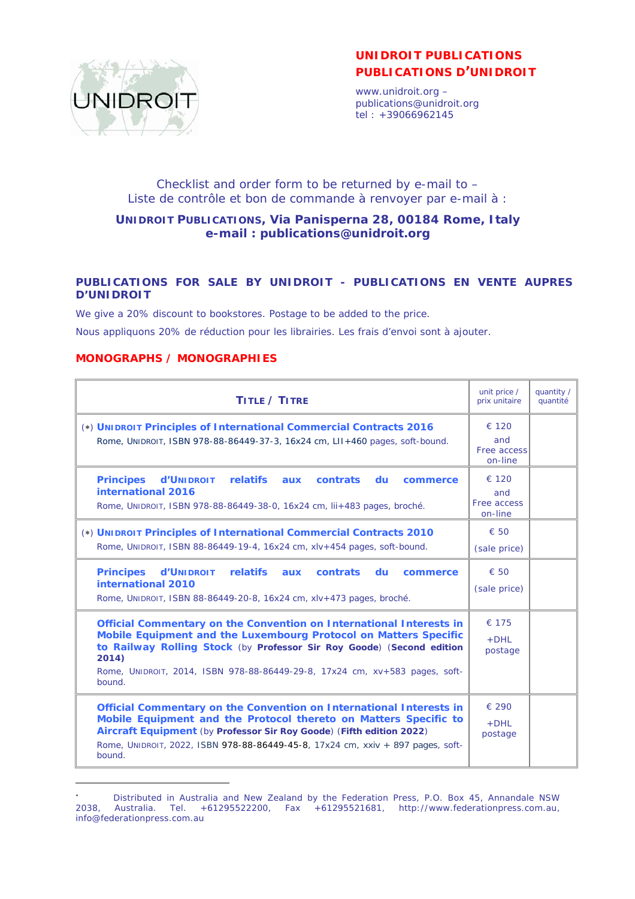**UNIDROIT PUBLICATIONS**
**PUBLICATIONS D'UNIDROIT**

www.unidroit.org –
publications@unidroit.org
tel : +39066962145

Checklist and order form to be returned by e-mail to –
Liste de contrôle et bon de commande à renvoyer par e-mail à :

**UNIDROIT PUBLICATIONS, Via Panisperna 28, 00184 Rome, Italy**
**e-mail : publications@unidroit.org**

## PUBLICATIONS FOR SALE BY UNIDROIT - PUBLICATIONS EN VENTE AUPRES D'UNIDROIT

We give a 20% discount to bookstores. Postage to be added to the price.

Nous appliquons 20% de réduction pour les librairies. Les frais d'envoi sont à ajouter.

## MONOGRAPHS / MONOGRAPHIES

| TITLE / TITRE | unit price / prix unitaire | quantity / quantité |
|---|---|---|
| (*) **UNIDROIT Principles of International Commercial Contracts 2016**<br>Rome, UNIDROIT, ISBN 978-88-86449-37-3, 16x24 cm, LII+460 pages, soft-bound. | € 120<br>and<br>Free access on-line | |
| **Principes d'UNIDROIT relatifs aux contrats du commerce international 2016**<br>Rome, UNIDROIT, ISBN 978-88-86449-38-0, 16x24 cm, lii+483 pages, broché. | € 120<br>and<br>Free access on-line | |
| (*) **UNIDROIT Principles of International Commercial Contracts 2010**<br>Rome, UNIDROIT, ISBN 88-86449-19-4, 16x24 cm, xlv+454 pages, soft-bound. | € 50<br>(sale price) | |
| **Principes d'UNIDROIT relatifs aux contrats du commerce international 2010**<br>Rome, UNIDROIT, ISBN 88-86449-20-8, 16x24 cm, xlv+473 pages, broché. | € 50<br>(sale price) | |
| **Official Commentary on the Convention on International Interests in Mobile Equipment and the Luxembourg Protocol on Matters Specific to Railway Rolling Stock** (by **Professor Sir Roy Goode**) (**Second edition 2014)**<br>Rome, UNIDROIT, 2014, ISBN 978-88-86449-29-8, 17x24 cm, xv+583 pages, soft-bound. | € 175<br>+DHL postage | |
| **Official Commentary on the Convention on International Interests in Mobile Equipment and the Protocol thereto on Matters Specific to Aircraft Equipment** (by **Professor Sir Roy Goode**) (**Fifth edition 2022**)<br>Rome, UNIDROIT, 2022, ISBN 978-88-86449-45-8, 17x24 cm, xxiv + 897 pages, soft-bound. | € 290<br>+DHL postage | |

* Distributed in Australia and New Zealand by the Federation Press, P.O. Box 45, Annandale NSW 2038, Australia. Tel. +61295522200, Fax +61295521681, http://www.federationpress.com.au, info@federationpress.com.au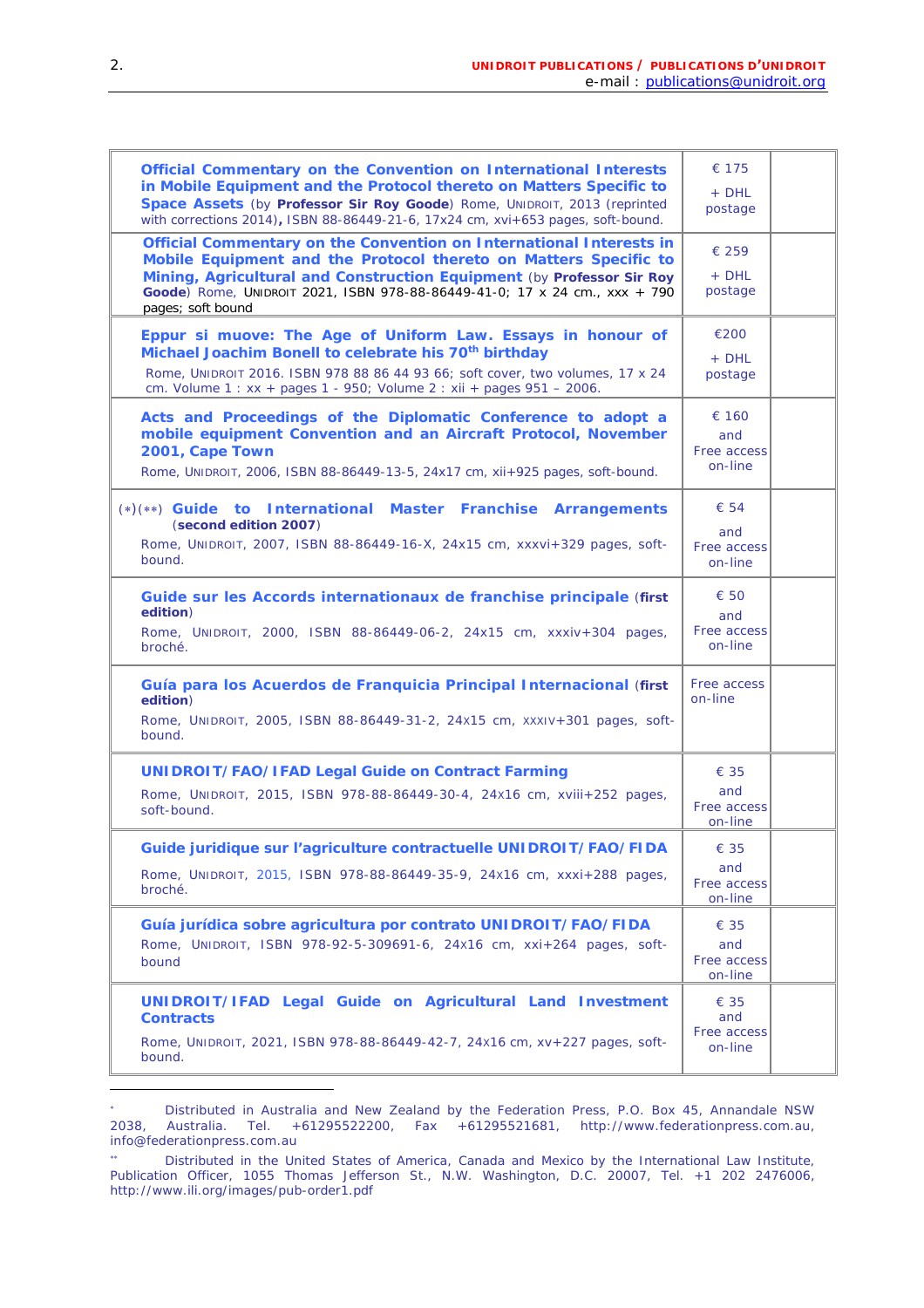| | | |
|---|---|---|
| **Official Commentary on the Convention on International Interests in Mobile Equipment and the Protocol thereto on Matters Specific to Space Assets** (by **Professor Sir Roy Goode**) Rome, UNIDROIT, 2013 (reprinted with corrections 2014), ISBN 88-86449-21-6, 17x24 cm, xvi+653 pages, soft-bound. | € 175 + DHL postage | |
| **Official Commentary on the Convention on International Interests in Mobile Equipment and the Protocol thereto on Matters Specific to Mining, Agricultural and Construction Equipment** (by **Professor Sir Roy Goode**) Rome, UNIDROIT 2021, ISBN 978-88-86449-41-0; 17 x 24 cm., xxx + 790 pages; soft bound | € 259 + DHL postage | |
| **Eppur si muove: The Age of Uniform Law. Essays in honour of Michael Joachim Bonell to celebrate his 70th birthday** Rome, UNIDROIT 2016. ISBN 978 88 86 44 93 66; soft cover, two volumes, 17 x 24 cm. Volume 1 : xx + pages 1 - 950; Volume 2 : xii + pages 951 – 2006. | €200 + DHL postage | |
| **Acts and Proceedings of the Diplomatic Conference to adopt a mobile equipment Convention and an Aircraft Protocol, November 2001, Cape Town** Rome, UNIDROIT, 2006, ISBN 88-86449-13-5, 24x17 cm, xii+925 pages, soft-bound. | € 160 and Free access on-line | |
| (*)(**) **Guide to International Master Franchise Arrangements** (**second edition 2007**) Rome, UNIDROIT, 2007, ISBN 88-86449-16-X, 24x15 cm, xxxvi+329 pages, soft-bound. | € 54 and Free access on-line | |
| **Guide sur les Accords internationaux de franchise principale** (**first edition**) Rome, UNIDROIT, 2000, ISBN 88-86449-06-2, 24x15 cm, xxxiv+304 pages, broché. | € 50 and Free access on-line | |
| **Guía para los Acuerdos de Franquicia Principal Internacional** (**first edition**) Rome, UNIDROIT, 2005, ISBN 88-86449-31-2, 24x15 cm, XXXIV+301 pages, soft-bound. | Free access on-line | |
| **UNIDROIT/FAO/IFAD Legal Guide on Contract Farming** Rome, UNIDROIT, 2015, ISBN 978-88-86449-30-4, 24x16 cm, xviii+252 pages, soft-bound. | € 35 and Free access on-line | |
| **Guide juridique sur l'agriculture contractuelle UNIDROIT/FAO/FIDA** Rome, UNIDROIT, 2015, ISBN 978-88-86449-35-9, 24x16 cm, xxxi+288 pages, broché. | € 35 and Free access on-line | |
| **Guía jurídica sobre agricultura por contrato UNIDROIT/FAO/FIDA** Rome, UNIDROIT, ISBN 978-92-5-309691-6, 24x16 cm, xxi+264 pages, soft-bound | € 35 and Free access on-line | |
| **UNIDROIT/IFAD Legal Guide on Agricultural Land Investment Contracts** Rome, UNIDROIT, 2021, ISBN 978-88-86449-42-7, 24x16 cm, xv+227 pages, soft-bound. | € 35 and Free access on-line | |

---

[*] Distributed in Australia and New Zealand by the Federation Press, P.O. Box 45, Annandale NSW 2038, Australia. Tel. +61295522200, Fax +61295521681, http://www.federationpress.com.au, info@federationpress.com.au

[**] Distributed in the United States of America, Canada and Mexico by the International Law Institute, Publication Officer, 1055 Thomas Jefferson St., N.W. Washington, D.C. 20007, Tel. +1 202 2476006, http://www.ili.org/images/pub-order1.pdf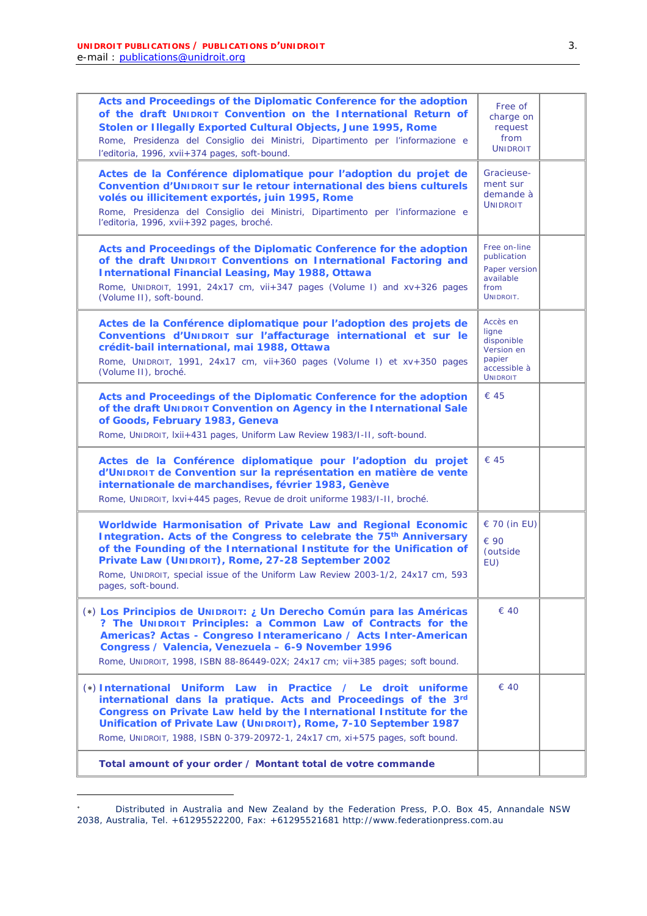| | | |
|---|---|---|
| **Acts and Proceedings of the Diplomatic Conference for the adoption of the draft UNIDROIT Convention on the International Return of Stolen or Illegally Exported Cultural Objects, June 1995, Rome**<br>Rome, Presidenza del Consiglio dei Ministri, Dipartimento per l'informazione e l'editoria, 1996, xvii+374 pages, soft-bound. | Free of charge on request from UNIDROIT | |
| **Actes de la Conférence diplomatique pour l'adoption du projet de Convention d'UNIDROIT sur le retour international des biens culturels volés ou illicitement exportés, juin 1995, Rome**<br>Rome, Presidenza del Consiglio dei Ministri, Dipartimento per l'informazione e l'editoria, 1996, xvii+392 pages, broché. | Gracieusement sur demande à UNIDROIT | |
| **Acts and Proceedings of the Diplomatic Conference for the adoption of the draft UNIDROIT Conventions on International Factoring and International Financial Leasing, May 1988, Ottawa**<br>Rome, UNIDROIT, 1991, 24x17 cm, vii+347 pages (Volume I) and xv+326 pages (Volume II), soft-bound. | Free on-line publication<br>Paper version available from UNIDROIT. | |
| **Actes de la Conférence diplomatique pour l'adoption des projets de Conventions d'UNIDROIT sur l'affacturage international et sur le crédit-bail international, mai 1988, Ottawa**<br>Rome, UNIDROIT, 1991, 24x17 cm, vii+360 pages (Volume I) et xv+350 pages (Volume II), broché. | Accès en ligne disponible<br>Version en papier accessible à UNIDROIT | |
| **Acts and Proceedings of the Diplomatic Conference for the adoption of the draft UNIDROIT Convention on Agency in the International Sale of Goods, February 1983, Geneva**<br>Rome, UNIDROIT, lxii+431 pages, Uniform Law Review 1983/I-II, soft-bound. | € 45 | |
| **Actes de la Conférence diplomatique pour l'adoption du projet d'UNIDROIT de Convention sur la représentation en matière de vente internationale de marchandises, février 1983, Genève**<br>Rome, UNIDROIT, lxvi+445 pages, Revue de droit uniforme 1983/I-II, broché. | € 45 | |
| **Worldwide Harmonisation of Private Law and Regional Economic Integration. Acts of the Congress to celebrate the 75th Anniversary of the Founding of the International Institute for the Unification of Private Law (UNIDROIT), Rome, 27-28 September 2002**<br>Rome, UNIDROIT, special issue of the Uniform Law Review 2003-1/2, 24x17 cm, 593 pages, soft-bound. | € 70 (in EU)<br>€ 90 (outside EU) | |
| (*) **Los Principios de UNIDROIT: ¿ Un Derecho Común para las Américas ? The UNIDROIT Principles: a Common Law of Contracts for the Americas? Actas - Congreso Interamericano / Acts Inter-American Congress / Valencia, Venezuela – 6-9 November 1996**<br>Rome, UNIDROIT, 1998, ISBN 88-86449-02X; 24x17 cm; vii+385 pages; soft bound. | € 40 | |
| (*) **International Uniform Law in Practice / Le droit uniforme international dans la pratique. Acts and Proceedings of the 3rd Congress on Private Law held by the International Institute for the Unification of Private Law (UNIDROIT), Rome, 7-10 September 1987**<br>Rome, UNIDROIT, 1988, ISBN 0-379-20972-1, 24x17 cm, xi+575 pages, soft bound. | € 40 | |
| **Total amount of your order / Montant total de votre commande** | | |

* Distributed in Australia and New Zealand by the Federation Press, P.O. Box 45, Annandale NSW 2038, Australia, Tel. +61295522200, Fax: +61295521681 http://www.federationpress.com.au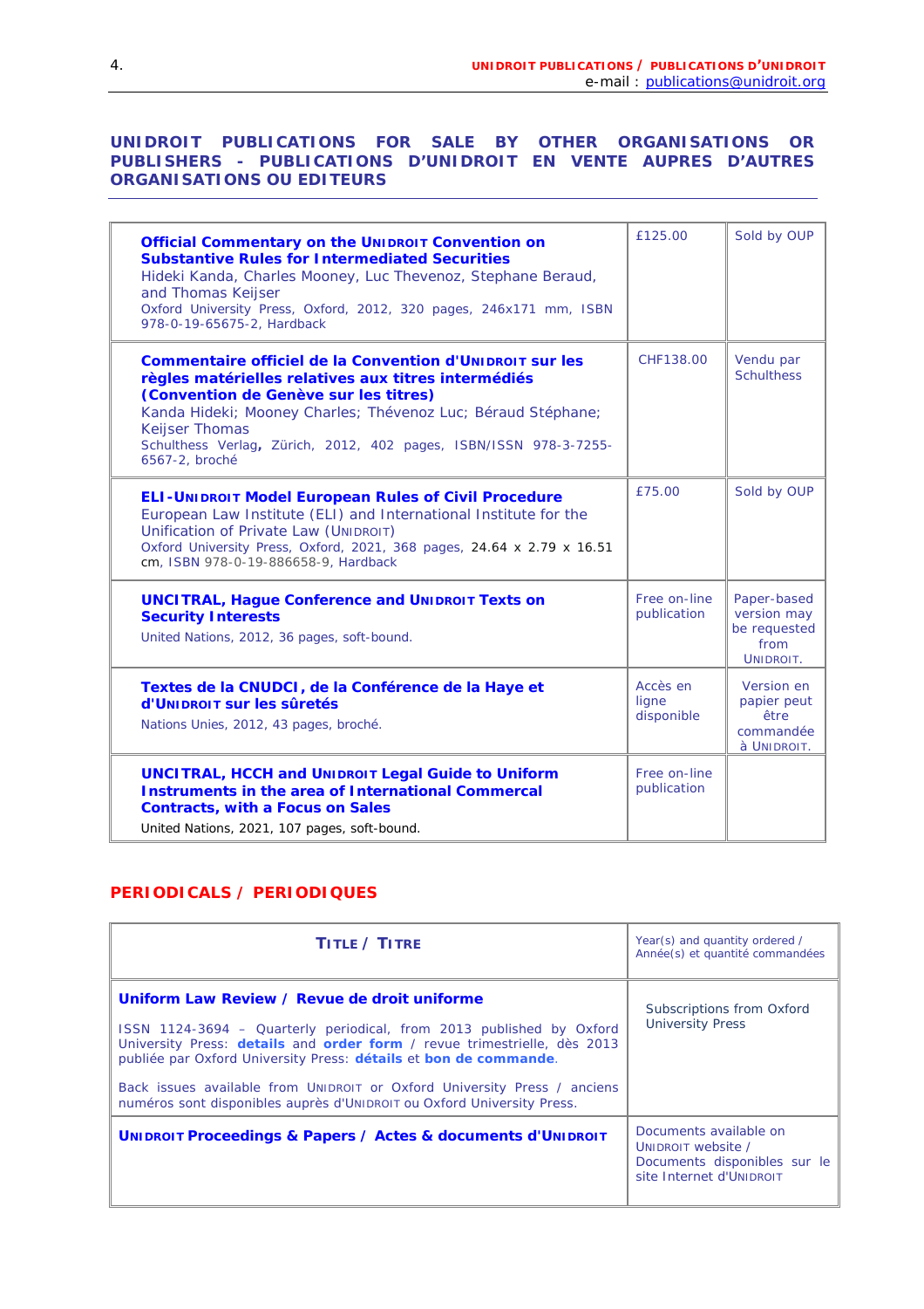## UNIDROIT PUBLICATIONS FOR SALE BY OTHER ORGANISATIONS OR PUBLISHERS - PUBLICATIONS D'UNIDROIT EN VENTE AUPRES D'AUTRES ORGANISATIONS OU EDITEURS

| | | |
|---|---|---|
| **Official Commentary on the UNIDROIT Convention on Substantive Rules for Intermediated Securities**<br>Hideki Kanda, Charles Mooney, Luc Thevenoz, Stephane Beraud, and Thomas Keijser<br>Oxford University Press, Oxford, 2012, 320 pages, 246x171 mm, ISBN 978-0-19-65675-2, Hardback | £125.00 | Sold by OUP |
| **Commentaire officiel de la Convention d'UNIDROIT sur les règles matérielles relatives aux titres intermédiés (Convention de Genève sur les titres)**<br>Kanda Hideki; Mooney Charles; Thévenoz Luc; Béraud Stéphane; Keijser Thomas<br>Schulthess Verlag, Zürich, 2012, 402 pages, ISBN/ISSN 978-3-7255-6567-2, broché | CHF138.00 | Vendu par Schulthess |
| **ELI-UNIDROIT Model European Rules of Civil Procedure**<br>European Law Institute (ELI) and International Institute for the Unification of Private Law (UNIDROIT)<br>Oxford University Press, Oxford, 2021, 368 pages, 24.64 x 2.79 x 16.51 cm, ISBN 978-0-19-886658-9, Hardback | £75.00 | Sold by OUP |
| **UNCITRAL, Hague Conference and UNIDROIT Texts on Security Interests**<br>United Nations, 2012, 36 pages, soft-bound. | Free on-line publication | Paper-based version may be requested from UNIDROIT. |
| **Textes de la CNUDCI, de la Conférence de la Haye et d'UNIDROIT sur les sûretés**<br>Nations Unies, 2012, 43 pages, broché. | Accès en ligne disponible | Version en papier peut être commandée à UNIDROIT. |
| **UNCITRAL, HCCH and UNIDROIT Legal Guide to Uniform Instruments in the area of International Commercal Contracts, with a Focus on Sales**<br>United Nations, 2021, 107 pages, soft-bound. | Free on-line publication | |

## PERIODICALS / PERIODIQUES

| TITLE / TITRE | Year(s) and quantity ordered / Année(s) et quantité commandées |
|---|---|
| **Uniform Law Review / Revue de droit uniforme**<br><br>ISSN 1124-3694 – Quarterly periodical, from 2013 published by Oxford University Press: **details** and **order form** / revue trimestrielle, dès 2013 publiée par Oxford University Press: **détails** et **bon de commande**.<br><br>Back issues available from UNIDROIT or Oxford University Press / anciens numéros sont disponibles auprès d'UNIDROIT ou Oxford University Press. | Subscriptions from Oxford University Press |
| **UNIDROIT Proceedings & Papers / Actes & documents d'UNIDROIT** | Documents available on UNIDROIT website / Documents disponibles sur le site Internet d'UNIDROIT |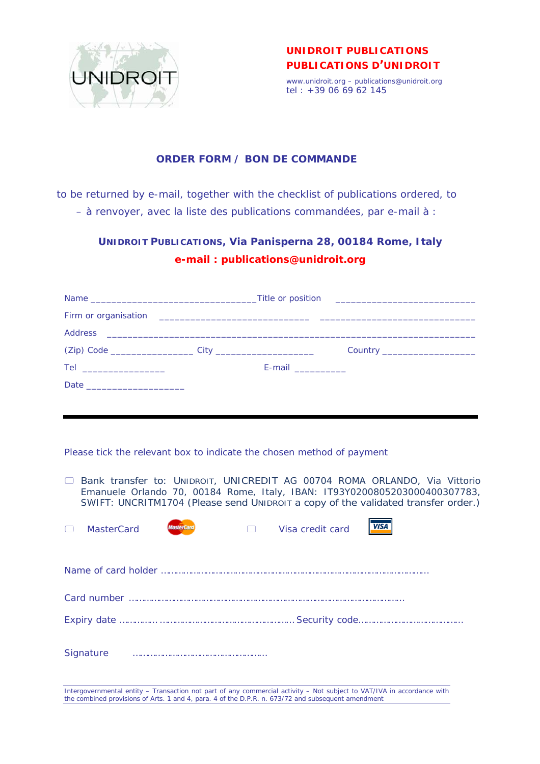UNIDROIT

**UNIDROIT PUBLICATIONS**
**PUBLICATIONS D'UNIDROIT**

www.unidroit.org – publications@unidroit.org
tel : +39 06 69 62 145

## ORDER FORM / BON DE COMMANDE

to be returned by e-mail, together with the checklist of publications ordered, to
– à renvoyer, avec la liste des publications commandées, par e-mail à :

**UNIDROIT PUBLICATIONS, Via Panisperna 28, 00184 Rome, Italy**
**e-mail : publications@unidroit.org**

Name ________________________________ Title or position ___________________________

Firm or organisation _____________________________ ______________________________

Address __________________________________________________________________________

(Zip) Code ________________ City ___________________ Country __________________

Tel ________________ E-mail __________

Date ___________________

---

Please tick the relevant box to indicate the chosen method of payment

- ☐ Bank transfer to: UNIDROIT, UNICREDIT AG 00704 ROMA ORLANDO, Via Vittorio Emanuele Orlando 70, 00184 Rome, Italy, IBAN: IT93Y0200805203000400307783, SWIFT: UNCRITM1704 (Please send UNIDROIT a copy of the validated transfer order.)

- ☐ MasterCard ☐ Visa credit card

Name of card holder ……………………………………………………………………………………

Card number ……………………………………………………………………………………

Expiry date …………… ………………………………………… Security code…………………………………

Signature …………………………………………

Intergovernmental entity – Transaction not part of any commercial activity – Not subject to VAT/IVA in accordance with the combined provisions of Arts. 1 and 4, para. 4 of the D.P.R. n. 673/72 and subsequent amendment